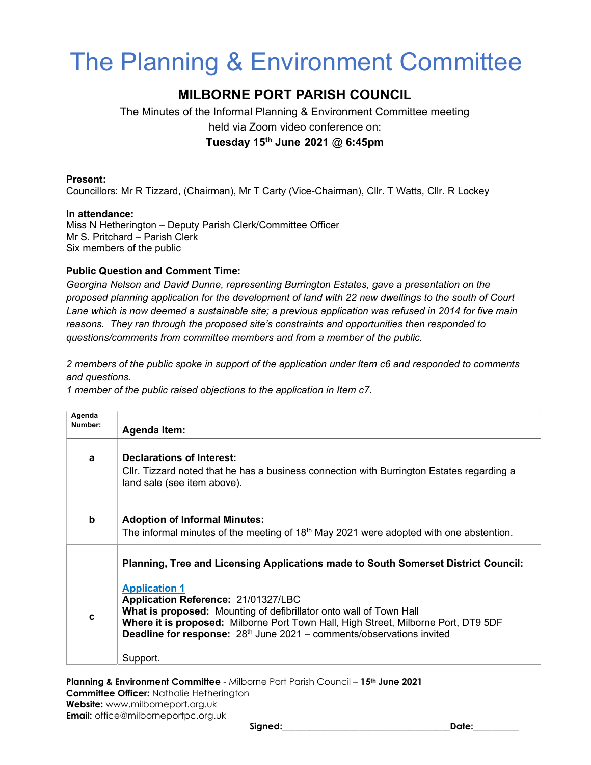# The Planning & Environment Committee

## MILBORNE PORT PARISH COUNCIL

The Minutes of the Informal Planning & Environment Committee meeting held via Zoom video conference on:

**Tuesday 15th June 2021 @ 6:45pm**

**Present:**
Councillors: Mr R Tizzard, (Chairman), Mr T Carty (Vice-Chairman), Cllr. T Watts, Cllr. R Lockey

**In attendance:**
Miss N Hetherington – Deputy Parish Clerk/Committee Officer
Mr S. Pritchard – Parish Clerk
Six members of the public

**Public Question and Comment Time:**
*Georgina Nelson and David Dunne, representing Burrington Estates, gave a presentation on the proposed planning application for the development of land with 22 new dwellings to the south of Court Lane which is now deemed a sustainable site; a previous application was refused in 2014 for five main reasons. They ran through the proposed site's constraints and opportunities then responded to questions/comments from committee members and from a member of the public.*

*2 members of the public spoke in support of the application under Item c6 and responded to comments and questions.*
*1 member of the public raised objections to the application in Item c7.*

| Agenda Number: | Agenda Item: |
|---|---|
| a | **Declarations of Interest:**<br>Cllr. Tizzard noted that he has a business connection with Burrington Estates regarding a land sale (see item above). |
| b | **Adoption of Informal Minutes:**<br>The informal minutes of the meeting of 18th May 2021 were adopted with one abstention. |
| c | **Planning, Tree and Licensing Applications made to South Somerset District Council:**<br><br>**Application 1**<br>**Application Reference:** 21/01327/LBC<br>**What is proposed:** Mounting of defibrillator onto wall of Town Hall<br>**Where it is proposed:** Milborne Port Town Hall, High Street, Milborne Port, DT9 5DF<br>**Deadline for response:** 28th June 2021 – comments/observations invited<br><br>Support. |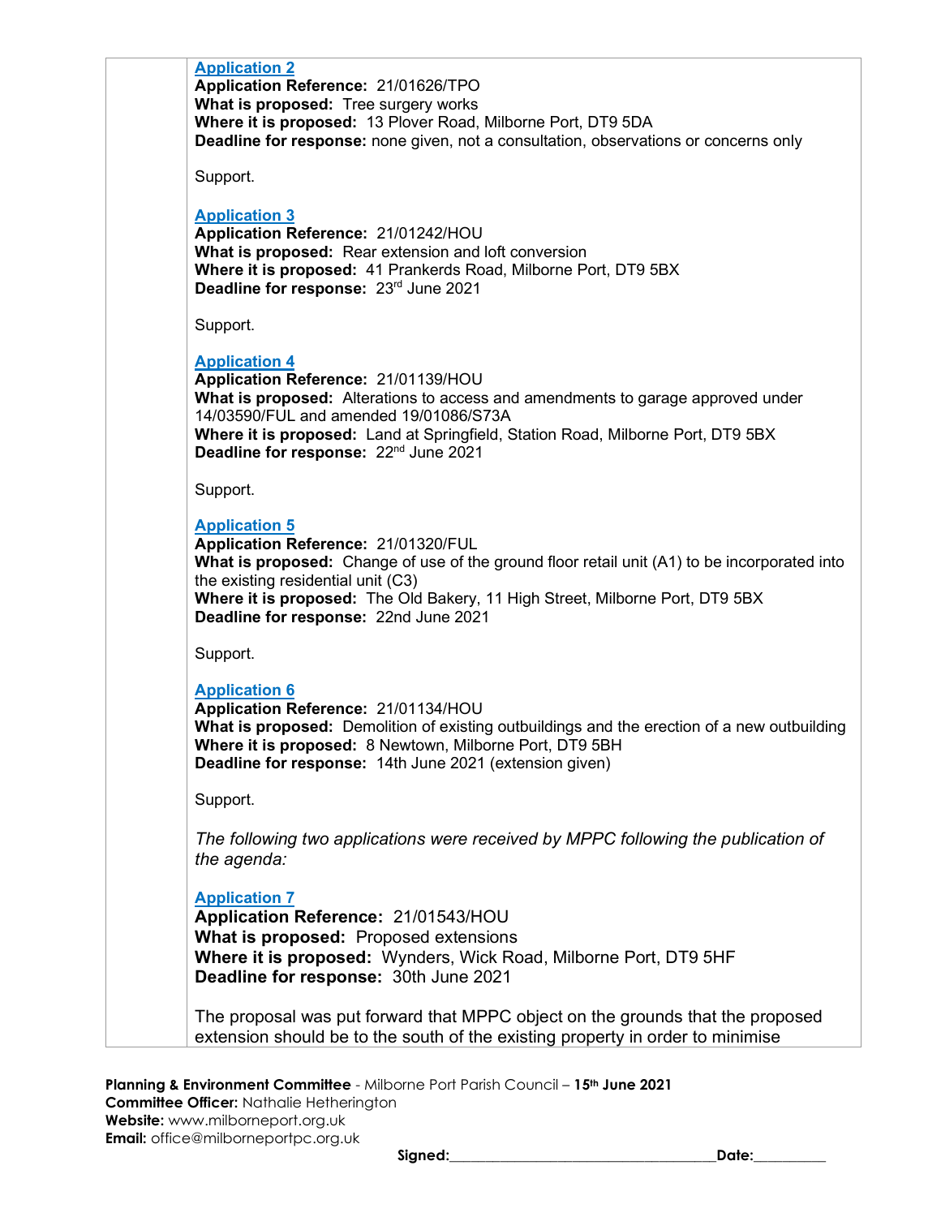**Application 2**
**Application Reference:** 21/01626/TPO
**What is proposed:** Tree surgery works
**Where it is proposed:** 13 Plover Road, Milborne Port, DT9 5DA
**Deadline for response:** none given, not a consultation, observations or concerns only

Support.

**Application 3**
**Application Reference:** 21/01242/HOU
**What is proposed:** Rear extension and loft conversion
**Where it is proposed:** 41 Prankerds Road, Milborne Port, DT9 5BX
**Deadline for response:** 23rd June 2021

Support.

**Application 4**
**Application Reference:** 21/01139/HOU
**What is proposed:** Alterations to access and amendments to garage approved under 14/03590/FUL and amended 19/01086/S73A
**Where it is proposed:** Land at Springfield, Station Road, Milborne Port, DT9 5BX
**Deadline for response:** 22nd June 2021

Support.

**Application 5**
**Application Reference:** 21/01320/FUL
**What is proposed:** Change of use of the ground floor retail unit (A1) to be incorporated into the existing residential unit (C3)
**Where it is proposed:** The Old Bakery, 11 High Street, Milborne Port, DT9 5BX
**Deadline for response:** 22nd June 2021

Support.

**Application 6**
**Application Reference:** 21/01134/HOU
**What is proposed:** Demolition of existing outbuildings and the erection of a new outbuilding
**Where it is proposed:** 8 Newtown, Milborne Port, DT9 5BH
**Deadline for response:** 14th June 2021 (extension given)

Support.

*The following two applications were received by MPPC following the publication of the agenda:*

**Application 7**
**Application Reference:** 21/01543/HOU
**What is proposed:** Proposed extensions
**Where it is proposed:** Wynders, Wick Road, Milborne Port, DT9 5HF
**Deadline for response:** 30th June 2021

The proposal was put forward that MPPC object on the grounds that the proposed extension should be to the south of the existing property in order to minimise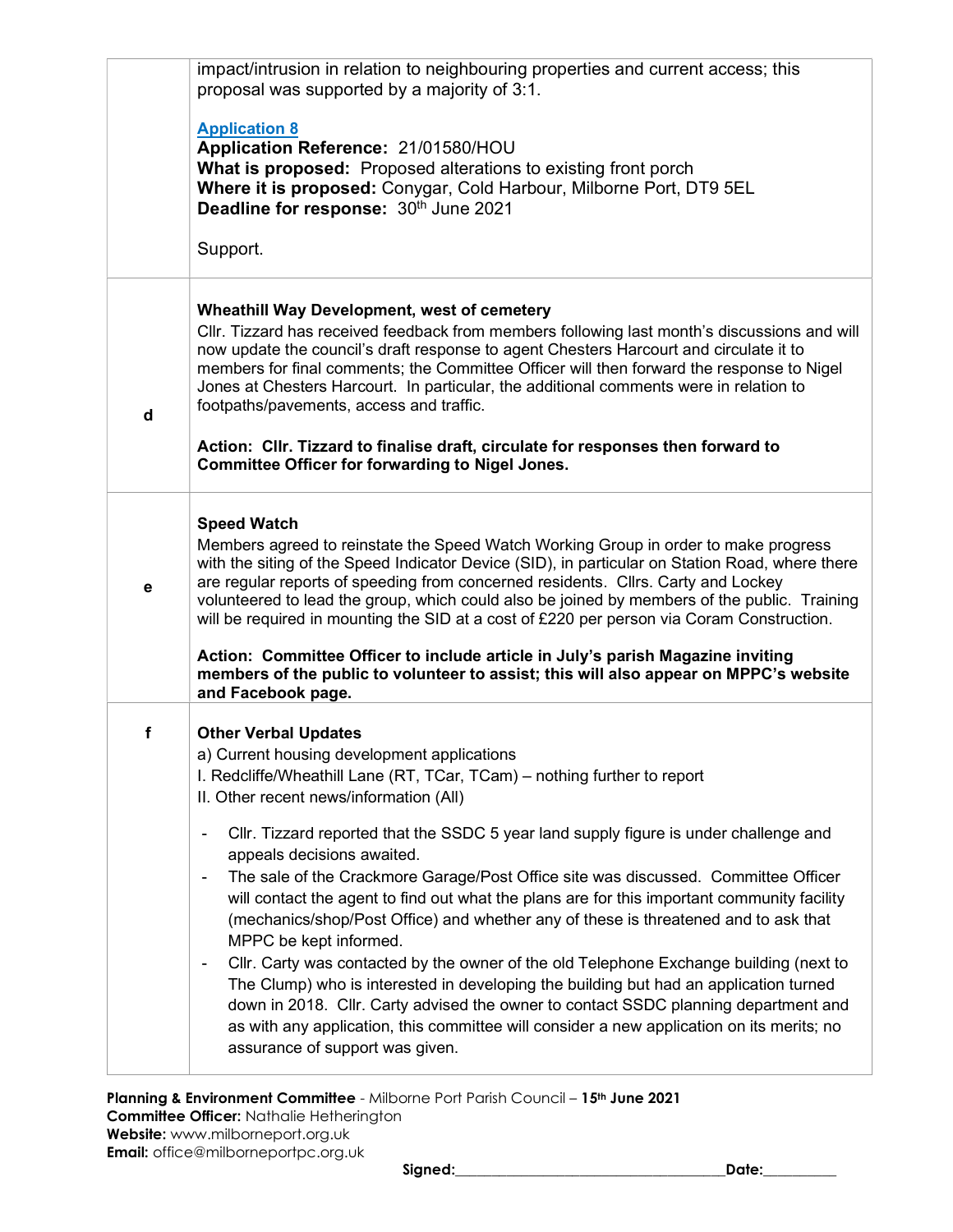| | |
|---|---|
| | impact/intrusion in relation to neighbouring properties and current access; this proposal was supported by a majority of 3:1.<br><br>[Application 8](#)<br>**Application Reference:** 21/01580/HOU<br>**What is proposed:** Proposed alterations to existing front porch<br>**Where it is proposed:** Conygar, Cold Harbour, Milborne Port, DT9 5EL<br>**Deadline for response:** 30th June 2021<br><br>Support. |
| d | **Wheathill Way Development, west of cemetery**<br>Cllr. Tizzard has received feedback from members following last month's discussions and will now update the council's draft response to agent Chesters Harcourt and circulate it to members for final comments; the Committee Officer will then forward the response to Nigel Jones at Chesters Harcourt. In particular, the additional comments were in relation to footpaths/pavements, access and traffic.<br><br>**Action: Cllr. Tizzard to finalise draft, circulate for responses then forward to Committee Officer for forwarding to Nigel Jones.** |
| e | **Speed Watch**<br>Members agreed to reinstate the Speed Watch Working Group in order to make progress with the siting of the Speed Indicator Device (SID), in particular on Station Road, where there are regular reports of speeding from concerned residents. Cllrs. Carty and Lockey volunteered to lead the group, which could also be joined by members of the public. Training will be required in mounting the SID at a cost of £220 per person via Coram Construction.<br><br>**Action: Committee Officer to include article in July's parish Magazine inviting members of the public to volunteer to assist; this will also appear on MPPC's website and Facebook page.** |
| f | **Other Verbal Updates**<br>a) Current housing development applications<br>I. Redcliffe/Wheathill Lane (RT, TCar, TCam) – nothing further to report<br>II. Other recent news/information (All)<br><br>- Cllr. Tizzard reported that the SSDC 5 year land supply figure is under challenge and appeals decisions awaited.<br>- The sale of the Crackmore Garage/Post Office site was discussed. Committee Officer will contact the agent to find out what the plans are for this important community facility (mechanics/shop/Post Office) and whether any of these is threatened and to ask that MPPC be kept informed.<br>- Cllr. Carty was contacted by the owner of the old Telephone Exchange building (next to The Clump) who is interested in developing the building but had an application turned down in 2018. Cllr. Carty advised the owner to contact SSDC planning department and as with any application, this committee will consider a new application on its merits; no assurance of support was given. |

**Planning & Environment Committee** - Milborne Port Parish Council – **15th June 2021**
**Committee Officer:** Nathalie Hetherington
**Website:** www.milborneport.org.uk
**Email:** office@milborneportpc.org.uk

**Signed:**\_\_\_\_\_\_\_\_\_\_\_\_\_\_\_\_\_\_\_\_\_\_\_\_\_\_\_\_\_\_\_\_\_\_**Date:**\_\_\_\_\_\_\_\_\_\_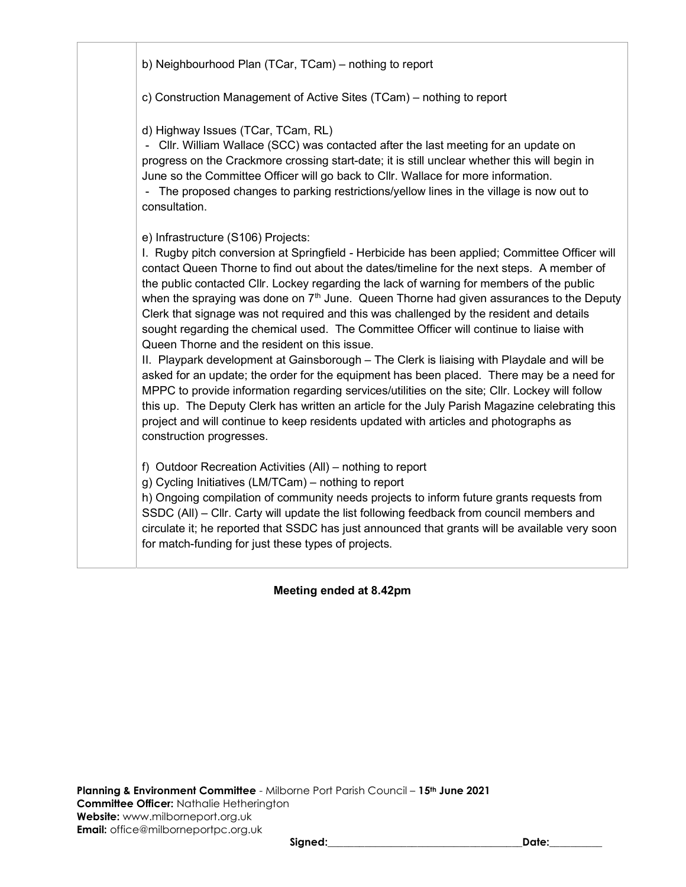| | |
|---|---|
| | b) Neighbourhood Plan (TCar, TCam) – nothing to report<br><br>c) Construction Management of Active Sites (TCam) – nothing to report<br><br>d) Highway Issues (TCar, TCam, RL)<br>- Cllr. William Wallace (SCC) was contacted after the last meeting for an update on progress on the Crackmore crossing start-date; it is still unclear whether this will begin in June so the Committee Officer will go back to Cllr. Wallace for more information.<br>- The proposed changes to parking restrictions/yellow lines in the village is now out to consultation.<br><br>e) Infrastructure (S106) Projects:<br>I. Rugby pitch conversion at Springfield - Herbicide has been applied; Committee Officer will contact Queen Thorne to find out about the dates/timeline for the next steps. A member of the public contacted Cllr. Lockey regarding the lack of warning for members of the public when the spraying was done on 7th June. Queen Thorne had given assurances to the Deputy Clerk that signage was not required and this was challenged by the resident and details sought regarding the chemical used. The Committee Officer will continue to liaise with Queen Thorne and the resident on this issue.<br>II. Playpark development at Gainsborough – The Clerk is liaising with Playdale and will be asked for an update; the order for the equipment has been placed. There may be a need for MPPC to provide information regarding services/utilities on the site; Cllr. Lockey will follow this up. The Deputy Clerk has written an article for the July Parish Magazine celebrating this project and will continue to keep residents updated with articles and photographs as construction progresses.<br><br>f) Outdoor Recreation Activities (All) – nothing to report<br>g) Cycling Initiatives (LM/TCam) – nothing to report<br>h) Ongoing compilation of community needs projects to inform future grants requests from SSDC (All) – Cllr. Carty will update the list following feedback from council members and circulate it; he reported that SSDC has just announced that grants will be available very soon for match-funding for just these types of projects. |

**Meeting ended at 8.42pm**

**Planning & Environment Committee** - Milborne Port Parish Council – **15th June 2021**
**Committee Officer:** Nathalie Hetherington
**Website:** www.milborneport.org.uk
**Email:** office@milborneportpc.org.uk

**Signed:**_____________________________________**Date:**__________